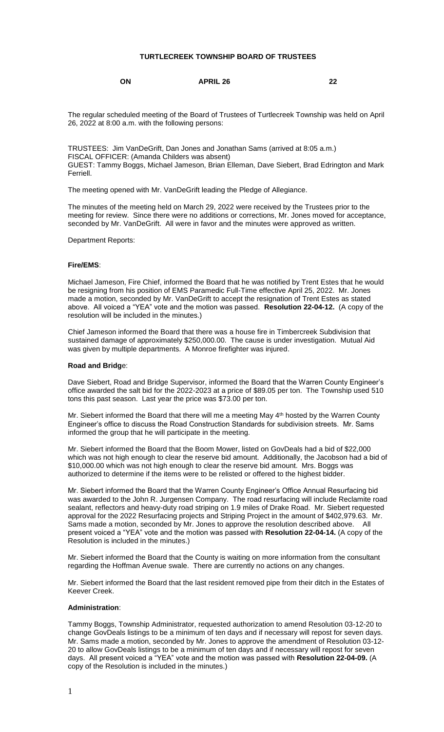**TURTLECREEK TOWNSHIP BOARD OF TRUSTEES**

**ON APRIL 26 22**

The regular scheduled meeting of the Board of Trustees of Turtlecreek Township was held on April 26, 2022 at 8:00 a.m. with the following persons:

TRUSTEES: Jim VanDeGrift, Dan Jones and Jonathan Sams (arrived at 8:05 a.m.)
FISCAL OFFICER: (Amanda Childers was absent)
GUEST: Tammy Boggs, Michael Jameson, Brian Elleman, Dave Siebert, Brad Edrington and Mark Ferriell.

The meeting opened with Mr. VanDeGrift leading the Pledge of Allegiance.

The minutes of the meeting held on March 29, 2022 were received by the Trustees prior to the meeting for review. Since there were no additions or corrections, Mr. Jones moved for acceptance, seconded by Mr. VanDeGrift. All were in favor and the minutes were approved as written.

Department Reports:

**Fire/EMS**:

Michael Jameson, Fire Chief, informed the Board that he was notified by Trent Estes that he would be resigning from his position of EMS Paramedic Full-Time effective April 25, 2022. Mr. Jones made a motion, seconded by Mr. VanDeGrift to accept the resignation of Trent Estes as stated above. All voiced a "YEA" vote and the motion was passed. **Resolution 22-04-12.** (A copy of the resolution will be included in the minutes.)

Chief Jameson informed the Board that there was a house fire in Timbercreek Subdivision that sustained damage of approximately $250,000.00. The cause is under investigation. Mutual Aid was given by multiple departments. A Monroe firefighter was injured.

**Road and Bridge**:

Dave Siebert, Road and Bridge Supervisor, informed the Board that the Warren County Engineer's office awarded the salt bid for the 2022-2023 at a price of $89.05 per ton. The Township used 510 tons this past season. Last year the price was $73.00 per ton.

Mr. Siebert informed the Board that there will me a meeting May 4th hosted by the Warren County Engineer's office to discuss the Road Construction Standards for subdivision streets. Mr. Sams informed the group that he will participate in the meeting.

Mr. Siebert informed the Board that the Boom Mower, listed on GovDeals had a bid of $22,000 which was not high enough to clear the reserve bid amount. Additionally, the Jacobson had a bid of $10,000.00 which was not high enough to clear the reserve bid amount. Mrs. Boggs was authorized to determine if the items were to be relisted or offered to the highest bidder.

Mr. Siebert informed the Board that the Warren County Engineer's Office Annual Resurfacing bid was awarded to the John R. Jurgensen Company. The road resurfacing will include Reclamite road sealant, reflectors and heavy-duty road striping on 1.9 miles of Drake Road. Mr. Siebert requested approval for the 2022 Resurfacing projects and Striping Project in the amount of $402,979.63. Mr. Sams made a motion, seconded by Mr. Jones to approve the resolution described above. All present voiced a "YEA" vote and the motion was passed with **Resolution 22-04-14.** (A copy of the Resolution is included in the minutes.)

Mr. Siebert informed the Board that the County is waiting on more information from the consultant regarding the Hoffman Avenue swale. There are currently no actions on any changes.

Mr. Siebert informed the Board that the last resident removed pipe from their ditch in the Estates of Keever Creek.

**Administration**:

Tammy Boggs, Township Administrator, requested authorization to amend Resolution 03-12-20 to change GovDeals listings to be a minimum of ten days and if necessary will repost for seven days. Mr. Sams made a motion, seconded by Mr. Jones to approve the amendment of Resolution 03-12-20 to allow GovDeals listings to be a minimum of ten days and if necessary will repost for seven days. All present voiced a "YEA" vote and the motion was passed with **Resolution 22-04-09.** (A copy of the Resolution is included in the minutes.)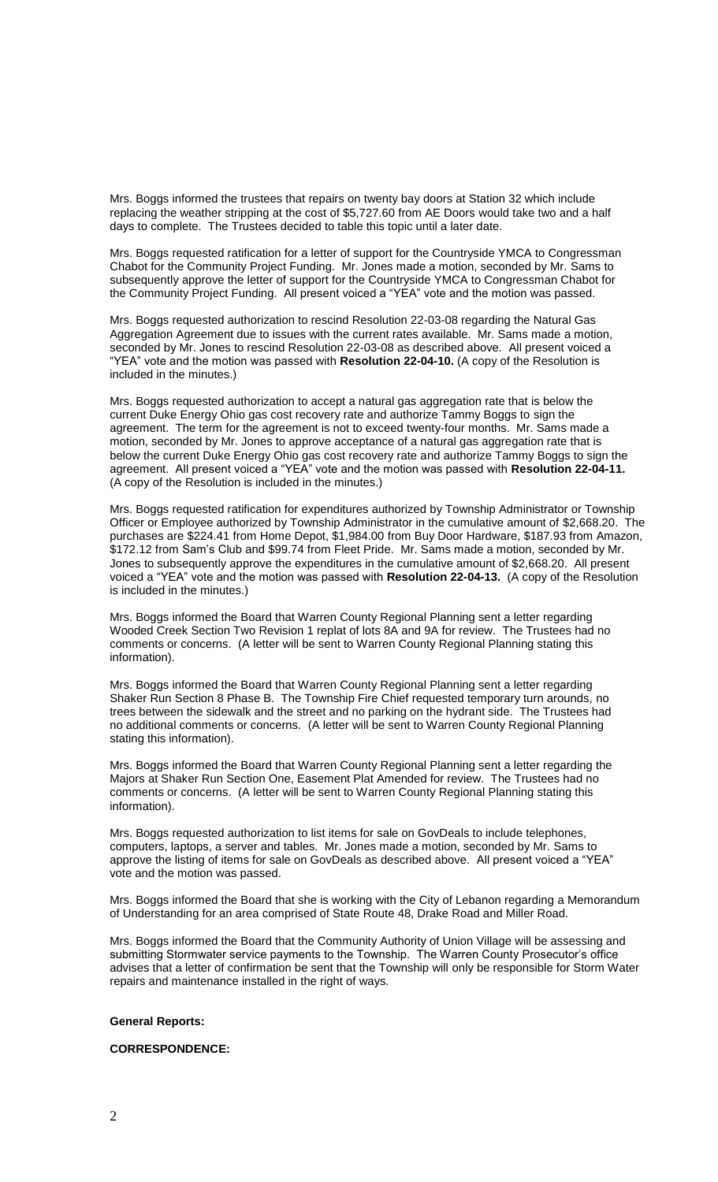Mrs. Boggs informed the trustees that repairs on twenty bay doors at Station 32 which include replacing the weather stripping at the cost of $5,727.60 from AE Doors would take two and a half days to complete. The Trustees decided to table this topic until a later date.

Mrs. Boggs requested ratification for a letter of support for the Countryside YMCA to Congressman Chabot for the Community Project Funding. Mr. Jones made a motion, seconded by Mr. Sams to subsequently approve the letter of support for the Countryside YMCA to Congressman Chabot for the Community Project Funding. All present voiced a "YEA" vote and the motion was passed.

Mrs. Boggs requested authorization to rescind Resolution 22-03-08 regarding the Natural Gas Aggregation Agreement due to issues with the current rates available. Mr. Sams made a motion, seconded by Mr. Jones to rescind Resolution 22-03-08 as described above. All present voiced a "YEA" vote and the motion was passed with **Resolution 22-04-10.** (A copy of the Resolution is included in the minutes.)

Mrs. Boggs requested authorization to accept a natural gas aggregation rate that is below the current Duke Energy Ohio gas cost recovery rate and authorize Tammy Boggs to sign the agreement. The term for the agreement is not to exceed twenty-four months. Mr. Sams made a motion, seconded by Mr. Jones to approve acceptance of a natural gas aggregation rate that is below the current Duke Energy Ohio gas cost recovery rate and authorize Tammy Boggs to sign the agreement. All present voiced a "YEA" vote and the motion was passed with **Resolution 22-04-11.** (A copy of the Resolution is included in the minutes.)

Mrs. Boggs requested ratification for expenditures authorized by Township Administrator or Township Officer or Employee authorized by Township Administrator in the cumulative amount of $2,668.20. The purchases are $224.41 from Home Depot, $1,984.00 from Buy Door Hardware, $187.93 from Amazon, $172.12 from Sam's Club and $99.74 from Fleet Pride. Mr. Sams made a motion, seconded by Mr. Jones to subsequently approve the expenditures in the cumulative amount of $2,668.20. All present voiced a "YEA" vote and the motion was passed with **Resolution 22-04-13.** (A copy of the Resolution is included in the minutes.)

Mrs. Boggs informed the Board that Warren County Regional Planning sent a letter regarding Wooded Creek Section Two Revision 1 replat of lots 8A and 9A for review. The Trustees had no comments or concerns. (A letter will be sent to Warren County Regional Planning stating this information).

Mrs. Boggs informed the Board that Warren County Regional Planning sent a letter regarding Shaker Run Section 8 Phase B. The Township Fire Chief requested temporary turn arounds, no trees between the sidewalk and the street and no parking on the hydrant side. The Trustees had no additional comments or concerns. (A letter will be sent to Warren County Regional Planning stating this information).

Mrs. Boggs informed the Board that Warren County Regional Planning sent a letter regarding the Majors at Shaker Run Section One, Easement Plat Amended for review. The Trustees had no comments or concerns. (A letter will be sent to Warren County Regional Planning stating this information).

Mrs. Boggs requested authorization to list items for sale on GovDeals to include telephones, computers, laptops, a server and tables. Mr. Jones made a motion, seconded by Mr. Sams to approve the listing of items for sale on GovDeals as described above. All present voiced a "YEA" vote and the motion was passed.

Mrs. Boggs informed the Board that she is working with the City of Lebanon regarding a Memorandum of Understanding for an area comprised of State Route 48, Drake Road and Miller Road.

Mrs. Boggs informed the Board that the Community Authority of Union Village will be assessing and submitting Stormwater service payments to the Township. The Warren County Prosecutor's office advises that a letter of confirmation be sent that the Township will only be responsible for Storm Water repairs and maintenance installed in the right of ways.

**General Reports:**

**CORRESPONDENCE:**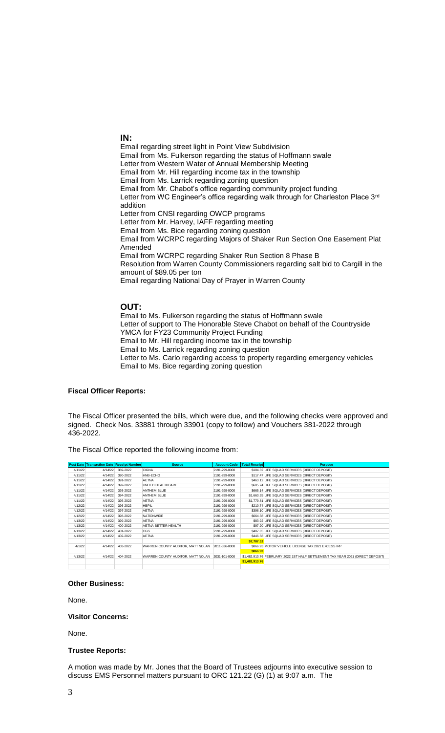**IN:**

Email regarding street light in Point View Subdivision
Email from Ms. Fulkerson regarding the status of Hoffmann swale
Letter from Western Water of Annual Membership Meeting
Email from Mr. Hill regarding income tax in the township
Email from Ms. Larrick regarding zoning question
Email from Mr. Chabot's office regarding community project funding
Letter from WC Engineer's office regarding walk through for Charleston Place 3rd addition
Letter from CNSI regarding OWCP programs
Letter from Mr. Harvey, IAFF regarding meeting
Email from Ms. Bice regarding zoning question
Email from WCRPC regarding Majors of Shaker Run Section One Easement Plat Amended
Email from WCRPC regarding Shaker Run Section 8 Phase B
Resolution from Warren County Commissioners regarding salt bid to Cargill in the amount of $89.05 per ton
Email regarding National Day of Prayer in Warren County

**OUT:**

Email to Ms. Fulkerson regarding the status of Hoffmann swale
Letter of support to The Honorable Steve Chabot on behalf of the Countryside YMCA for FY23 Community Project Funding
Email to Mr. Hill regarding income tax in the township
Email to Ms. Larrick regarding zoning question
Letter to Ms. Carlo regarding access to property regarding emergency vehicles
Email to Ms. Bice regarding zoning question

**Fiscal Officer Reports:**

The Fiscal Officer presented the bills, which were due, and the following checks were approved and signed. Check Nos. 33881 through 33901 (copy to follow) and Vouchers 381-2022 through 436-2022.

The Fiscal Office reported the following income from:

| Post Date | Transaction Date | Receipt Number | Source | Account Code | Total Receipt | Purpose |
|---|---|---|---|---|---|---|
| 4/11/22 | 4/14/22 | 389-2022 | CIGNA | 2191-299-0000 | $104.32 | LIFE SQUAD SERVICES (DIRECT DEPOSIT) |
| 4/11/22 | 4/14/22 | 390-2022 | HNB-ECHO | 2191-299-0000 | $117.47 | LIFE SQUAD SERVICES (DIRECT DEPOSIT) |
| 4/11/22 | 4/14/22 | 391-2022 | AETNA | 2191-299-0000 | $463.12 | LIFE SQUAD SERVICES (DIRECT DEPOSIT) |
| 4/11/22 | 4/14/22 | 392-2022 | UNITED HEALTHCARE | 2191-299-0000 | $605.74 | LIFE SQUAD SERVICES (DIRECT DEPOSIT) |
| 4/11/22 | 4/14/22 | 393-2022 | ANTHEM BLUE | 2191-299-0000 | $665.14 | LIFE SQUAD SERVICES (DIRECT DEPOSIT) |
| 4/11/22 | 4/14/22 | 394-2022 | ANTHEM BLUE | 2191-299-0000 | $1,663.35 | LIFE SQUAD SERVICES (DIRECT DEPOSIT) |
| 4/11/22 | 4/14/22 | 395-2022 | AETNA | 2191-299-0000 | $1,779.81 | LIFE SQUAD SERVICES (DIRECT DEPOSIT) |
| 4/12/22 | 4/14/22 | 396-2022 | HBPIL | 2191-299-0000 | $210.74 | LIFE SQUAD SERVICES (DIRECT DEPOSIT) |
| 4/12/22 | 4/14/22 | 397-2022 | AETNA | 2191-299-0000 | $398.10 | LIFE SQUAD SERVICES (DIRECT DEPOSIT) |
| 4/12/22 | 4/14/22 | 398-2022 | NATIONWIDE | 2191-299-0000 | $664.38 | LIFE SQUAD SERVICES (DIRECT DEPOSIT) |
| 4/13/22 | 4/14/22 | 399-2022 | AETNA | 2191-299-0000 | $83.92 | LIFE SQUAD SERVICES (DIRECT DEPOSIT) |
| 4/13/22 | 4/14/22 | 400-2022 | AETNA BETTER HEALTH | 2191-299-0000 | $97.20 | LIFE SQUAD SERVICES (DIRECT DEPOSIT) |
| 4/13/22 | 4/14/22 | 401-2022 | CGS | 2191-299-0000 | $407.65 | LIFE SQUAD SERVICES (DIRECT DEPOSIT) |
| 4/13/22 | 4/14/22 | 402-2022 | AETNA | 2191-299-0000 | $446.58 | LIFE SQUAD SERVICES (DIRECT DEPOSIT) |
| | | | | | **$7,707.52** | |
| 4/1/22 | 4/14/22 | 403-2022 | WARREN COUNTY AUDITOR, MATT NOLAN | 2011-536-0000 | $866.93 | MOTOR VEHICLE LICENSE TAX 2021 EXCESS IRP |
| | | | | | **$866.93** | |
| 4/13/22 | 4/14/22 | 404-2022 | WARREN COUNTY AUDITOR, MATT NOLAN | 2031-101-0000 | $1,482,913.76 | FEBRUARY 2022 1ST HALF SETTLEMENT TAX YEAR 2021 (DIRECT DEPOSIT) |
| | | | | | **$1,482,913.76** | |

**Other Business:**

None.

**Visitor Concerns:**

None.

**Trustee Reports:**

A motion was made by Mr. Jones that the Board of Trustees adjourns into executive session to discuss EMS Personnel matters pursuant to ORC 121.22 (G) (1) at 9:07 a.m. The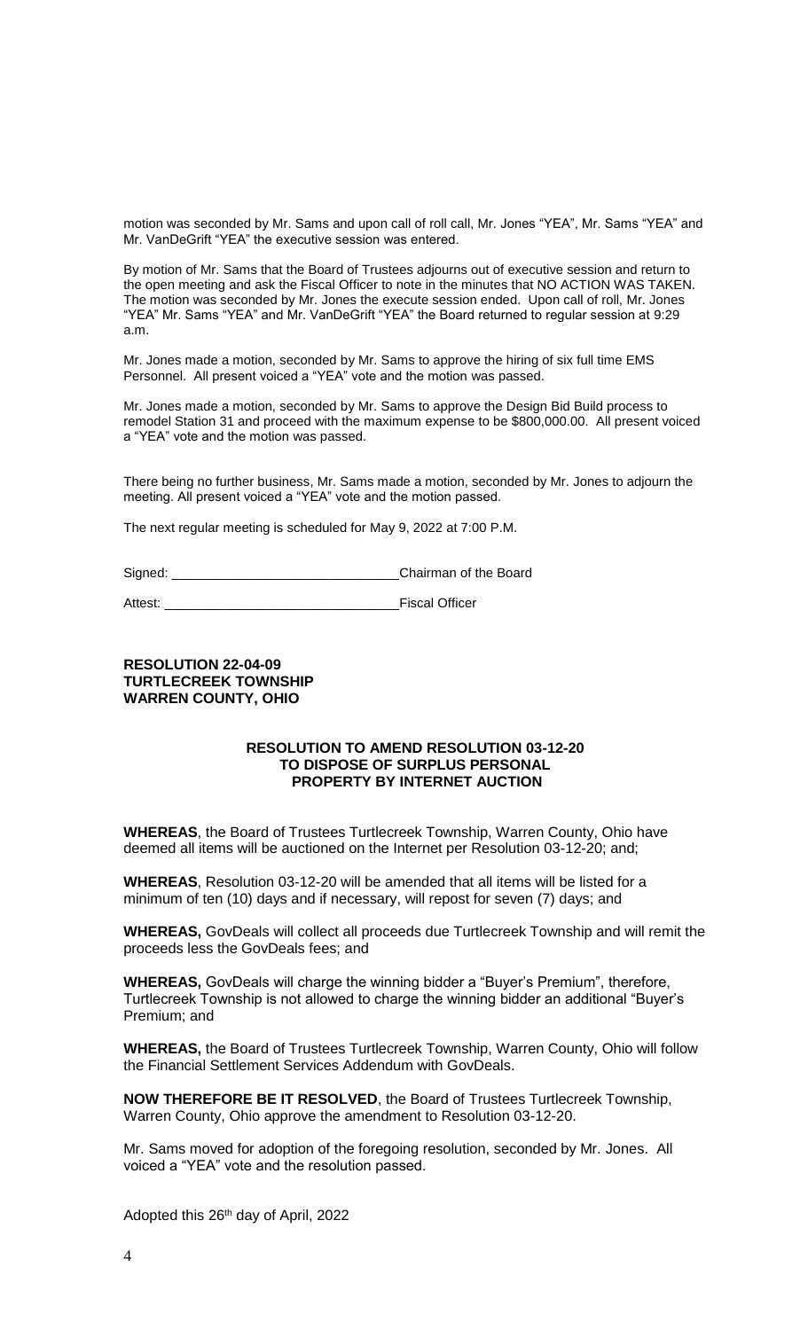motion was seconded by Mr. Sams and upon call of roll call, Mr. Jones "YEA", Mr. Sams "YEA" and Mr. VanDeGrift "YEA" the executive session was entered.

By motion of Mr. Sams that the Board of Trustees adjourns out of executive session and return to the open meeting and ask the Fiscal Officer to note in the minutes that NO ACTION WAS TAKEN. The motion was seconded by Mr. Jones the execute session ended. Upon call of roll, Mr. Jones "YEA" Mr. Sams "YEA" and Mr. VanDeGrift "YEA" the Board returned to regular session at 9:29 a.m.

Mr. Jones made a motion, seconded by Mr. Sams to approve the hiring of six full time EMS Personnel. All present voiced a "YEA" vote and the motion was passed.

Mr. Jones made a motion, seconded by Mr. Sams to approve the Design Bid Build process to remodel Station 31 and proceed with the maximum expense to be $800,000.00. All present voiced a "YEA" vote and the motion was passed.

There being no further business, Mr. Sams made a motion, seconded by Mr. Jones to adjourn the meeting. All present voiced a "YEA" vote and the motion passed.

The next regular meeting is scheduled for May 9, 2022 at 7:00 P.M.

Signed: ______________________________Chairman of the Board

Attest: _______________________________Fiscal Officer

**RESOLUTION 22-04-09**
**TURTLECREEK TOWNSHIP**
**WARREN COUNTY, OHIO**

**RESOLUTION TO AMEND RESOLUTION 03-12-20 TO DISPOSE OF SURPLUS PERSONAL PROPERTY BY INTERNET AUCTION**

**WHEREAS**, the Board of Trustees Turtlecreek Township, Warren County, Ohio have deemed all items will be auctioned on the Internet per Resolution 03-12-20; and;

**WHEREAS**, Resolution 03-12-20 will be amended that all items will be listed for a minimum of ten (10) days and if necessary, will repost for seven (7) days; and

**WHEREAS,** GovDeals will collect all proceeds due Turtlecreek Township and will remit the proceeds less the GovDeals fees; and

**WHEREAS,** GovDeals will charge the winning bidder a "Buyer's Premium", therefore, Turtlecreek Township is not allowed to charge the winning bidder an additional "Buyer's Premium; and

**WHEREAS,** the Board of Trustees Turtlecreek Township, Warren County, Ohio will follow the Financial Settlement Services Addendum with GovDeals.

**NOW THEREFORE BE IT RESOLVED**, the Board of Trustees Turtlecreek Township, Warren County, Ohio approve the amendment to Resolution 03-12-20.

Mr. Sams moved for adoption of the foregoing resolution, seconded by Mr. Jones. All voiced a "YEA" vote and the resolution passed.

Adopted this 26th day of April, 2022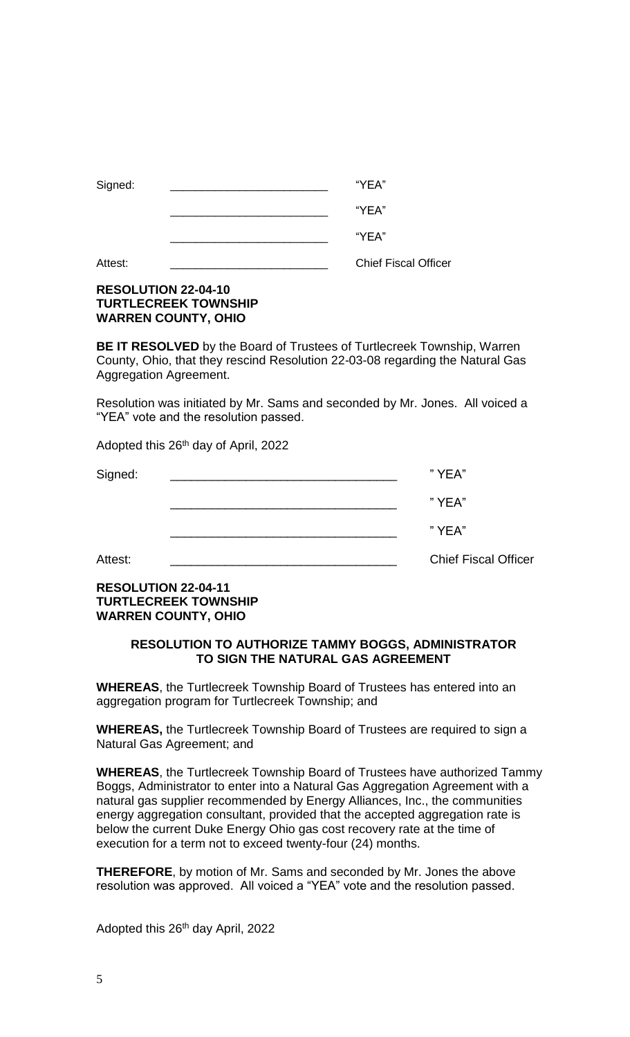Signed: \_\_\_\_\_\_\_\_\_\_\_\_\_\_\_\_\_\_\_\_\_\_\_\_ "YEA"

\_\_\_\_\_\_\_\_\_\_\_\_\_\_\_\_\_\_\_\_\_\_\_\_ "YEA"

\_\_\_\_\_\_\_\_\_\_\_\_\_\_\_\_\_\_\_\_\_\_\_\_ "YEA"

Attest: \_\_\_\_\_\_\_\_\_\_\_\_\_\_\_\_\_\_\_\_\_\_\_\_ Chief Fiscal Officer

**RESOLUTION 22-04-10**
**TURTLECREEK TOWNSHIP**
**WARREN COUNTY, OHIO**

**BE IT RESOLVED** by the Board of Trustees of Turtlecreek Township, Warren County, Ohio, that they rescind Resolution 22-03-08 regarding the Natural Gas Aggregation Agreement.

Resolution was initiated by Mr. Sams and seconded by Mr. Jones. All voiced a "YEA" vote and the resolution passed.

Adopted this 26th day of April, 2022

Signed: \_\_\_\_\_\_\_\_\_\_\_\_\_\_\_\_\_\_\_\_\_\_\_\_\_\_\_\_\_\_\_\_\_ " YEA"

\_\_\_\_\_\_\_\_\_\_\_\_\_\_\_\_\_\_\_\_\_\_\_\_\_\_\_\_\_\_\_\_\_ " YEA"

\_\_\_\_\_\_\_\_\_\_\_\_\_\_\_\_\_\_\_\_\_\_\_\_\_\_\_\_\_\_\_\_\_ " YEA"

Attest: \_\_\_\_\_\_\_\_\_\_\_\_\_\_\_\_\_\_\_\_\_\_\_\_\_\_\_\_\_\_\_\_\_ Chief Fiscal Officer

**RESOLUTION 22-04-11**
**TURTLECREEK TOWNSHIP**
**WARREN COUNTY, OHIO**

**RESOLUTION TO AUTHORIZE TAMMY BOGGS, ADMINISTRATOR TO SIGN THE NATURAL GAS AGREEMENT**

**WHEREAS**, the Turtlecreek Township Board of Trustees has entered into an aggregation program for Turtlecreek Township; and

**WHEREAS,** the Turtlecreek Township Board of Trustees are required to sign a Natural Gas Agreement; and

**WHEREAS**, the Turtlecreek Township Board of Trustees have authorized Tammy Boggs, Administrator to enter into a Natural Gas Aggregation Agreement with a natural gas supplier recommended by Energy Alliances, Inc., the communities energy aggregation consultant, provided that the accepted aggregation rate is below the current Duke Energy Ohio gas cost recovery rate at the time of execution for a term not to exceed twenty-four (24) months.

**THEREFORE**, by motion of Mr. Sams and seconded by Mr. Jones the above resolution was approved. All voiced a "YEA" vote and the resolution passed.

Adopted this 26th day April, 2022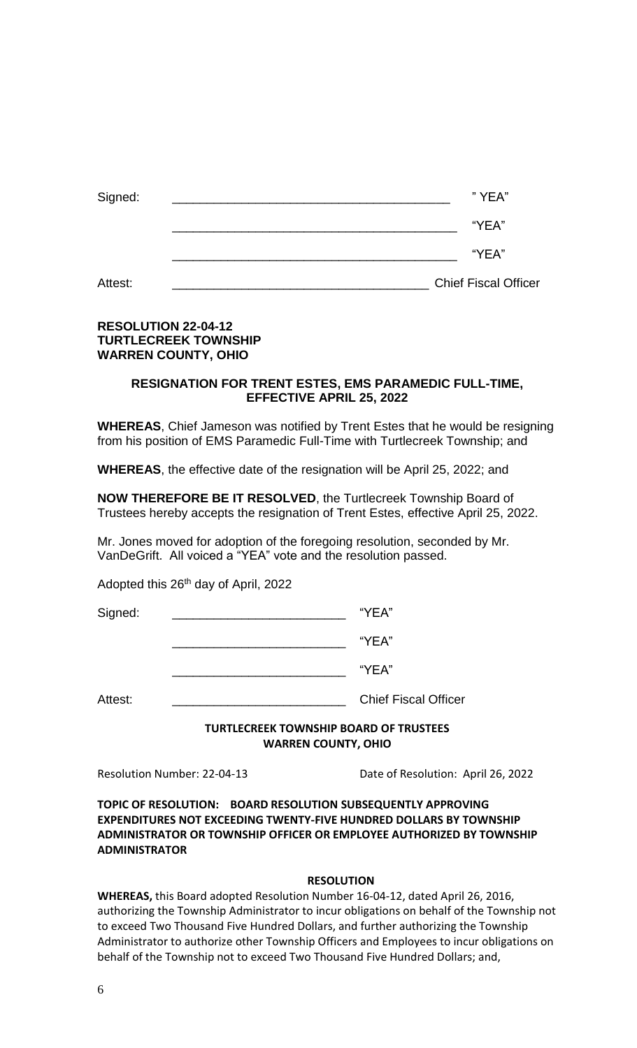Signed: \_\_\_\_\_\_\_\_\_\_\_\_\_\_\_\_\_\_\_\_\_\_\_\_\_\_\_\_\_\_\_\_\_\_\_\_\_\_\_\_ " YEA"

\_\_\_\_\_\_\_\_\_\_\_\_\_\_\_\_\_\_\_\_\_\_\_\_\_\_\_\_\_\_\_\_\_\_\_\_\_\_\_\_ "YEA"

\_\_\_\_\_\_\_\_\_\_\_\_\_\_\_\_\_\_\_\_\_\_\_\_\_\_\_\_\_\_\_\_\_\_\_\_\_\_\_\_ "YEA"

Attest: \_\_\_\_\_\_\_\_\_\_\_\_\_\_\_\_\_\_\_\_\_\_\_\_\_\_\_\_\_\_\_\_\_\_\_\_\_ Chief Fiscal Officer

**RESOLUTION 22-04-12**
**TURTLECREEK TOWNSHIP**
**WARREN COUNTY, OHIO**

**RESIGNATION FOR TRENT ESTES, EMS PARAMEDIC FULL-TIME, EFFECTIVE APRIL 25, 2022**

**WHEREAS**, Chief Jameson was notified by Trent Estes that he would be resigning from his position of EMS Paramedic Full-Time with Turtlecreek Township; and

**WHEREAS**, the effective date of the resignation will be April 25, 2022; and

**NOW THEREFORE BE IT RESOLVED**, the Turtlecreek Township Board of Trustees hereby accepts the resignation of Trent Estes, effective April 25, 2022.

Mr. Jones moved for adoption of the foregoing resolution, seconded by Mr. VanDeGrift. All voiced a "YEA" vote and the resolution passed.

Adopted this 26th day of April, 2022

Signed: \_\_\_\_\_\_\_\_\_\_\_\_\_\_\_\_\_\_\_\_\_\_\_\_\_ "YEA"

\_\_\_\_\_\_\_\_\_\_\_\_\_\_\_\_\_\_\_\_\_\_\_\_\_ "YEA"

\_\_\_\_\_\_\_\_\_\_\_\_\_\_\_\_\_\_\_\_\_\_\_\_\_ "YEA"

Attest: \_\_\_\_\_\_\_\_\_\_\_\_\_\_\_\_\_\_\_\_\_\_\_\_\_ Chief Fiscal Officer

**TURTLECREEK TOWNSHIP BOARD OF TRUSTEES**
**WARREN COUNTY, OHIO**

Resolution Number: 22-04-13 Date of Resolution: April 26, 2022

**TOPIC OF RESOLUTION: BOARD RESOLUTION SUBSEQUENTLY APPROVING EXPENDITURES NOT EXCEEDING TWENTY-FIVE HUNDRED DOLLARS BY TOWNSHIP ADMINISTRATOR OR TOWNSHIP OFFICER OR EMPLOYEE AUTHORIZED BY TOWNSHIP ADMINISTRATOR**

**RESOLUTION**

**WHEREAS,** this Board adopted Resolution Number 16-04-12, dated April 26, 2016, authorizing the Township Administrator to incur obligations on behalf of the Township not to exceed Two Thousand Five Hundred Dollars, and further authorizing the Township Administrator to authorize other Township Officers and Employees to incur obligations on behalf of the Township not to exceed Two Thousand Five Hundred Dollars; and,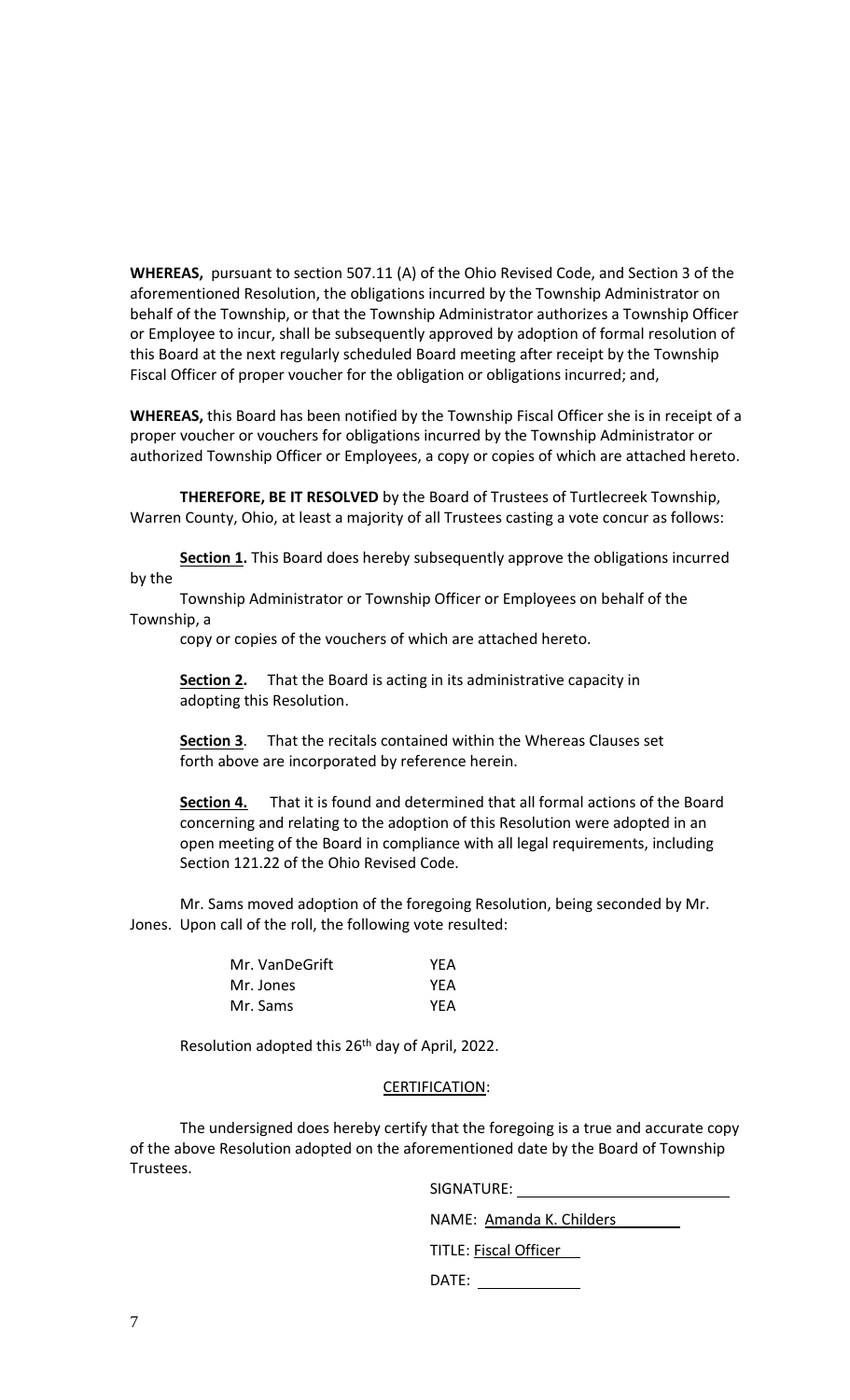**WHEREAS,** pursuant to section 507.11 (A) of the Ohio Revised Code, and Section 3 of the aforementioned Resolution, the obligations incurred by the Township Administrator on behalf of the Township, or that the Township Administrator authorizes a Township Officer or Employee to incur, shall be subsequently approved by adoption of formal resolution of this Board at the next regularly scheduled Board meeting after receipt by the Township Fiscal Officer of proper voucher for the obligation or obligations incurred; and,

**WHEREAS,** this Board has been notified by the Township Fiscal Officer she is in receipt of a proper voucher or vouchers for obligations incurred by the Township Administrator or authorized Township Officer or Employees, a copy or copies of which are attached hereto.

**THEREFORE, BE IT RESOLVED** by the Board of Trustees of Turtlecreek Township, Warren County, Ohio, at least a majority of all Trustees casting a vote concur as follows:

**Section 1.** This Board does hereby subsequently approve the obligations incurred by the Township Administrator or Township Officer or Employees on behalf of the Township, a copy or copies of the vouchers of which are attached hereto.

**Section 2.** That the Board is acting in its administrative capacity in adopting this Resolution.

**Section 3**. That the recitals contained within the Whereas Clauses set forth above are incorporated by reference herein.

**Section 4.** That it is found and determined that all formal actions of the Board concerning and relating to the adoption of this Resolution were adopted in an open meeting of the Board in compliance with all legal requirements, including Section 121.22 of the Ohio Revised Code.

Mr. Sams moved adoption of the foregoing Resolution, being seconded by Mr. Jones. Upon call of the roll, the following vote resulted:

| | |
|---|---|
| Mr. VanDeGrift | YEA |
| Mr. Jones | YEA |
| Mr. Sams | YEA |

Resolution adopted this 26th day of April, 2022.

CERTIFICATION:

The undersigned does hereby certify that the foregoing is a true and accurate copy of the above Resolution adopted on the aforementioned date by the Board of Township Trustees.

SIGNATURE: ________________________

NAME: Amanda K. Childers

TITLE: Fiscal Officer

DATE: ____________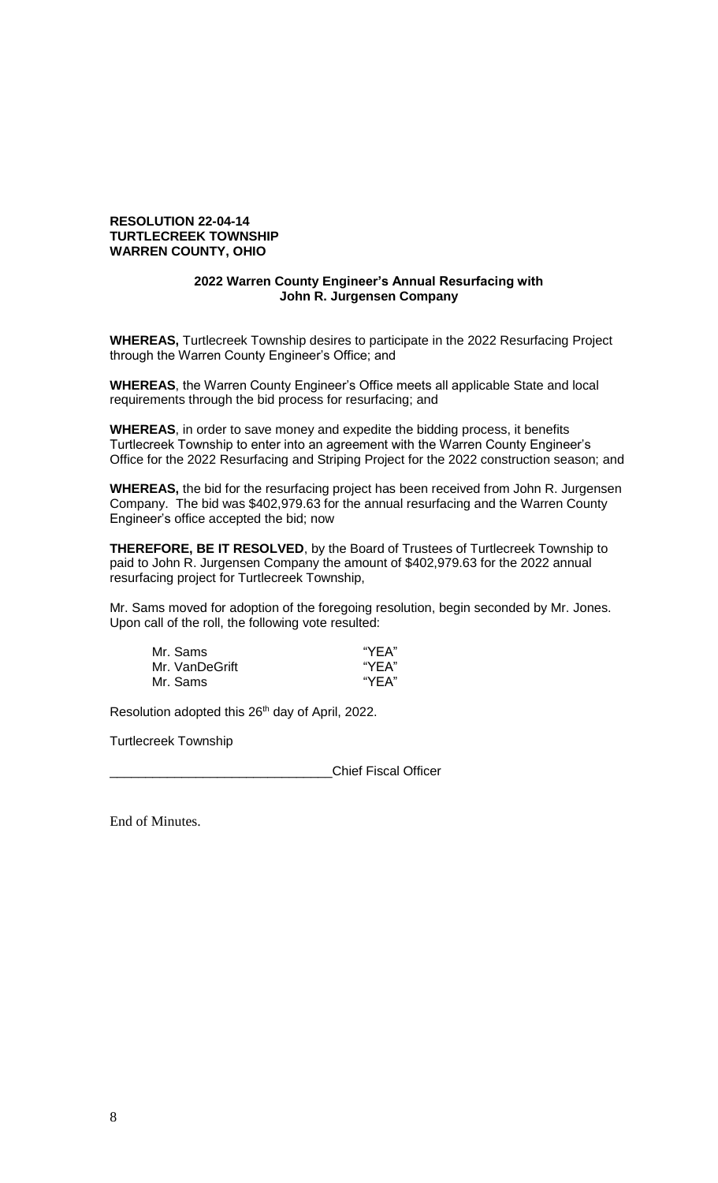**RESOLUTION 22-04-14**
**TURTLECREEK TOWNSHIP**
**WARREN COUNTY, OHIO**

**2022 Warren County Engineer's Annual Resurfacing with John R. Jurgensen Company**

**WHEREAS,** Turtlecreek Township desires to participate in the 2022 Resurfacing Project through the Warren County Engineer's Office; and

**WHEREAS**, the Warren County Engineer's Office meets all applicable State and local requirements through the bid process for resurfacing; and

**WHEREAS**, in order to save money and expedite the bidding process, it benefits Turtlecreek Township to enter into an agreement with the Warren County Engineer's Office for the 2022 Resurfacing and Striping Project for the 2022 construction season; and

**WHEREAS,** the bid for the resurfacing project has been received from John R. Jurgensen Company. The bid was $402,979.63 for the annual resurfacing and the Warren County Engineer's office accepted the bid; now

**THEREFORE, BE IT RESOLVED**, by the Board of Trustees of Turtlecreek Township to paid to John R. Jurgensen Company the amount of $402,979.63 for the 2022 annual resurfacing project for Turtlecreek Township,

Mr. Sams moved for adoption of the foregoing resolution, begin seconded by Mr. Jones. Upon call of the roll, the following vote resulted:

| | |
|---|---|
| Mr. Sams | "YEA" |
| Mr. VanDeGrift | "YEA" |
| Mr. Sams | "YEA" |

Resolution adopted this 26th day of April, 2022.

Turtlecreek Township

_______________________________Chief Fiscal Officer

End of Minutes.